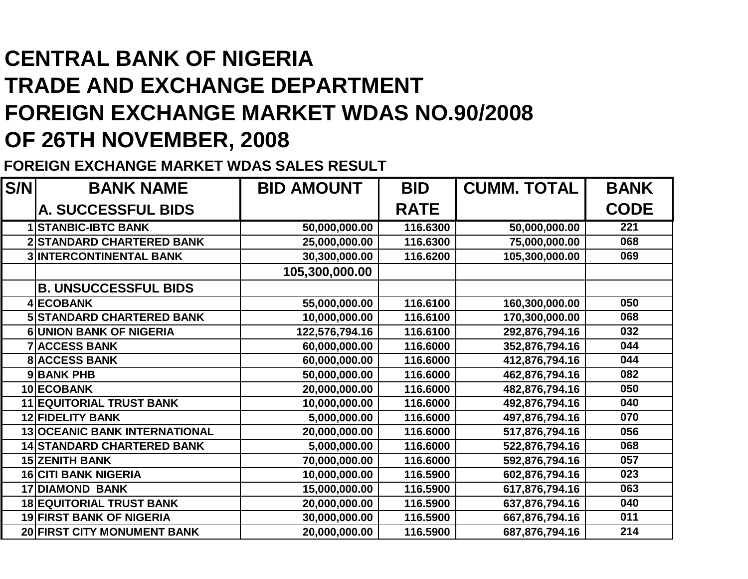# CENTRAL BANK OF NIGERIA
# TRADE AND EXCHANGE DEPARTMENT
# FOREIGN EXCHANGE MARKET WDAS NO.90/2008
# OF 26TH NOVEMBER, 2008

## FOREIGN EXCHANGE MARKET WDAS SALES RESULT

| S/N | BANK NAME | BID AMOUNT | BID RATE | CUMM. TOTAL | BANK CODE |
|---|---|---|---|---|---|
| | **A. SUCCESSFUL BIDS** | | | | |
| 1 | STANBIC-IBTC BANK | 50,000,000.00 | 116.6300 | 50,000,000.00 | 221 |
| 2 | STANDARD CHARTERED BANK | 25,000,000.00 | 116.6300 | 75,000,000.00 | 068 |
| 3 | INTERCONTINENTAL BANK | 30,300,000.00 | 116.6200 | 105,300,000.00 | 069 |
| | | 105,300,000.00 | | | |
| | **B. UNSUCCESSFUL BIDS** | | | | |
| 4 | ECOBANK | 55,000,000.00 | 116.6100 | 160,300,000.00 | 050 |
| 5 | STANDARD CHARTERED BANK | 10,000,000.00 | 116.6100 | 170,300,000.00 | 068 |
| 6 | UNION BANK OF NIGERIA | 122,576,794.16 | 116.6100 | 292,876,794.16 | 032 |
| 7 | ACCESS BANK | 60,000,000.00 | 116.6000 | 352,876,794.16 | 044 |
| 8 | ACCESS BANK | 60,000,000.00 | 116.6000 | 412,876,794.16 | 044 |
| 9 | BANK PHB | 50,000,000.00 | 116.6000 | 462,876,794.16 | 082 |
| 10 | ECOBANK | 20,000,000.00 | 116.6000 | 482,876,794.16 | 050 |
| 11 | EQUITORIAL TRUST BANK | 10,000,000.00 | 116.6000 | 492,876,794.16 | 040 |
| 12 | FIDELITY BANK | 5,000,000.00 | 116.6000 | 497,876,794.16 | 070 |
| 13 | OCEANIC BANK INTERNATIONAL | 20,000,000.00 | 116.6000 | 517,876,794.16 | 056 |
| 14 | STANDARD CHARTERED BANK | 5,000,000.00 | 116.6000 | 522,876,794.16 | 068 |
| 15 | ZENITH BANK | 70,000,000.00 | 116.6000 | 592,876,794.16 | 057 |
| 16 | CITI BANK NIGERIA | 10,000,000.00 | 116.5900 | 602,876,794.16 | 023 |
| 17 | DIAMOND BANK | 15,000,000.00 | 116.5900 | 617,876,794.16 | 063 |
| 18 | EQUITORIAL TRUST BANK | 20,000,000.00 | 116.5900 | 637,876,794.16 | 040 |
| 19 | FIRST BANK OF NIGERIA | 30,000,000.00 | 116.5900 | 667,876,794.16 | 011 |
| 20 | FIRST CITY MONUMENT BANK | 20,000,000.00 | 116.5900 | 687,876,794.16 | 214 |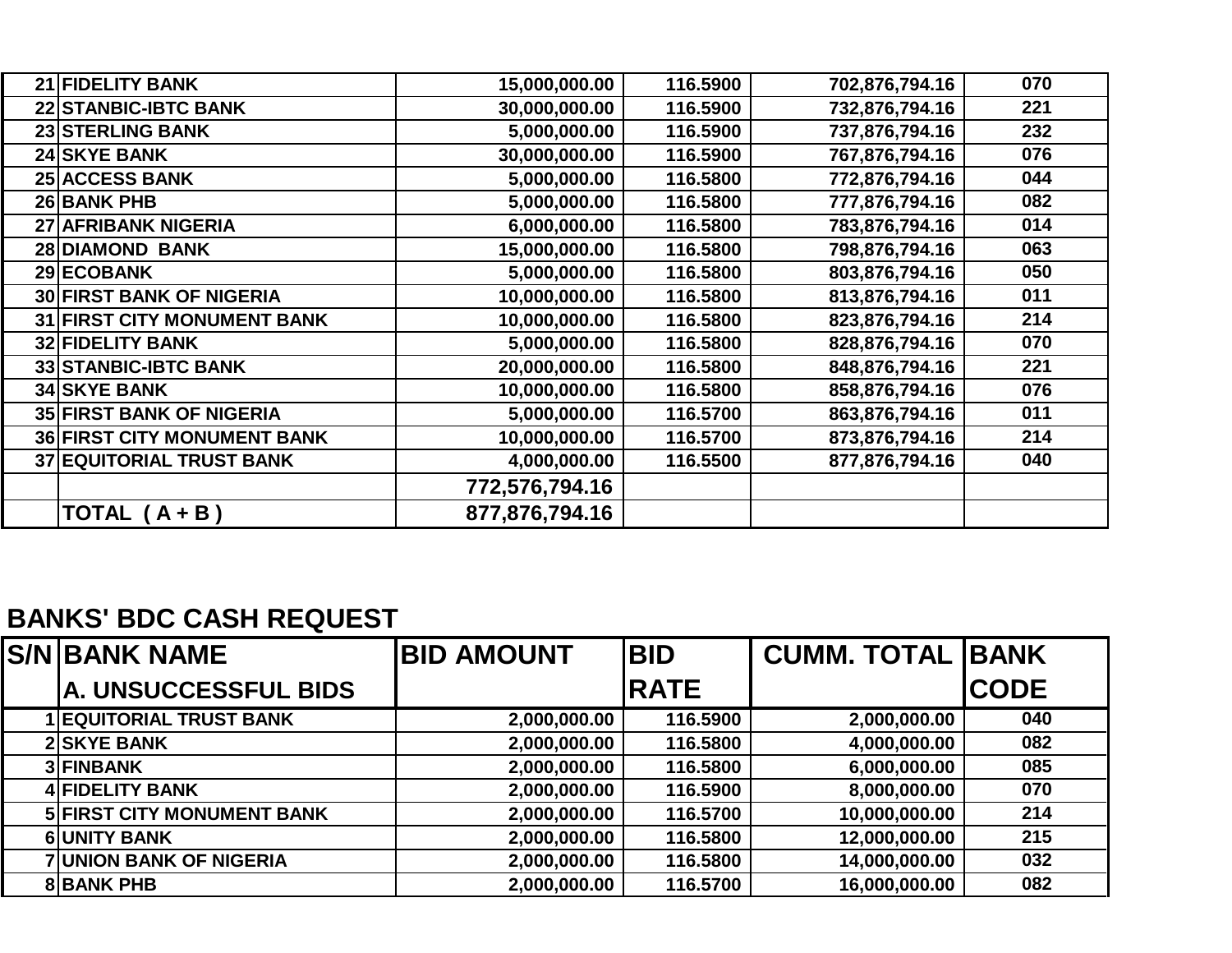| | | | | | |
|---|---|---|---|---|---|
| 21 | FIDELITY BANK | 15,000,000.00 | 116.5900 | 702,876,794.16 | 070 |
| 22 | STANBIC-IBTC BANK | 30,000,000.00 | 116.5900 | 732,876,794.16 | 221 |
| 23 | STERLING BANK | 5,000,000.00 | 116.5900 | 737,876,794.16 | 232 |
| 24 | SKYE BANK | 30,000,000.00 | 116.5900 | 767,876,794.16 | 076 |
| 25 | ACCESS BANK | 5,000,000.00 | 116.5800 | 772,876,794.16 | 044 |
| 26 | BANK PHB | 5,000,000.00 | 116.5800 | 777,876,794.16 | 082 |
| 27 | AFRIBANK NIGERIA | 6,000,000.00 | 116.5800 | 783,876,794.16 | 014 |
| 28 | DIAMOND BANK | 15,000,000.00 | 116.5800 | 798,876,794.16 | 063 |
| 29 | ECOBANK | 5,000,000.00 | 116.5800 | 803,876,794.16 | 050 |
| 30 | FIRST BANK OF NIGERIA | 10,000,000.00 | 116.5800 | 813,876,794.16 | 011 |
| 31 | FIRST CITY MONUMENT BANK | 10,000,000.00 | 116.5800 | 823,876,794.16 | 214 |
| 32 | FIDELITY BANK | 5,000,000.00 | 116.5800 | 828,876,794.16 | 070 |
| 33 | STANBIC-IBTC BANK | 20,000,000.00 | 116.5800 | 848,876,794.16 | 221 |
| 34 | SKYE BANK | 10,000,000.00 | 116.5800 | 858,876,794.16 | 076 |
| 35 | FIRST BANK OF NIGERIA | 5,000,000.00 | 116.5700 | 863,876,794.16 | 011 |
| 36 | FIRST CITY MONUMENT BANK | 10,000,000.00 | 116.5700 | 873,876,794.16 | 214 |
| 37 | EQUITORIAL TRUST BANK | 4,000,000.00 | 116.5500 | 877,876,794.16 | 040 |
| | | **772,576,794.16** | | | |
| | **TOTAL ( A + B )** | **877,876,794.16** | | | |

## BANKS' BDC CASH REQUEST

| S/N | BANK NAME | BID AMOUNT | BID | CUMM. TOTAL | BANK |
|---|---|---|---|---|---|
| | A. UNSUCCESSFUL BIDS | | RATE | | CODE |
| 1 | EQUITORIAL TRUST BANK | 2,000,000.00 | 116.5900 | 2,000,000.00 | 040 |
| 2 | SKYE BANK | 2,000,000.00 | 116.5800 | 4,000,000.00 | 082 |
| 3 | FINBANK | 2,000,000.00 | 116.5800 | 6,000,000.00 | 085 |
| 4 | FIDELITY BANK | 2,000,000.00 | 116.5900 | 8,000,000.00 | 070 |
| 5 | FIRST CITY MONUMENT BANK | 2,000,000.00 | 116.5700 | 10,000,000.00 | 214 |
| 6 | UNITY BANK | 2,000,000.00 | 116.5800 | 12,000,000.00 | 215 |
| 7 | UNION BANK OF NIGERIA | 2,000,000.00 | 116.5800 | 14,000,000.00 | 032 |
| 8 | BANK PHB | 2,000,000.00 | 116.5700 | 16,000,000.00 | 082 |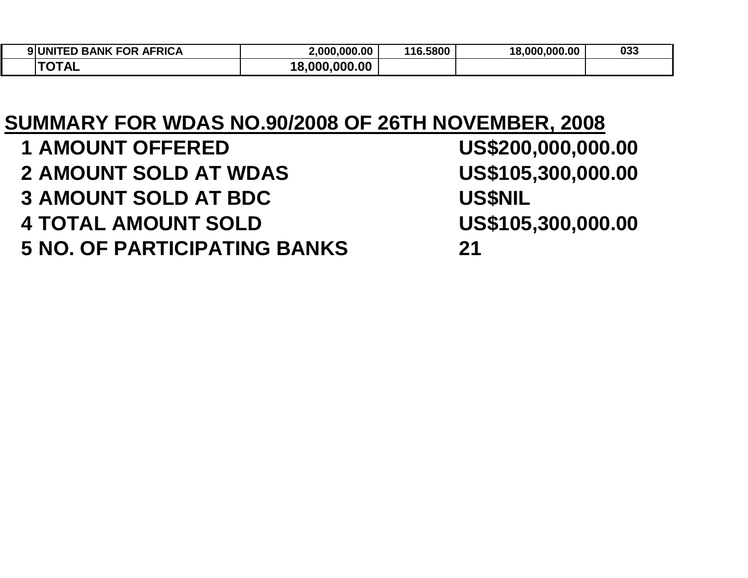| | | | | | |
|---|---|---|---|---|---|
| 9 | UNITED BANK FOR AFRICA | 2,000,000.00 | 116.5800 | 18,000,000.00 | 033 |
| | TOTAL | 18,000,000.00 | | | |

## SUMMARY FOR WDAS NO.90/2008 OF 26TH NOVEMBER, 2008

| | | |
|---|---|---|
| 1 | AMOUNT OFFERED | US$200,000,000.00 |
| 2 | AMOUNT SOLD AT WDAS | US$105,300,000.00 |
| 3 | AMOUNT SOLD AT BDC | US$NIL |
| 4 | TOTAL AMOUNT SOLD | US$105,300,000.00 |
| 5 | NO. OF PARTICIPATING BANKS | 21 |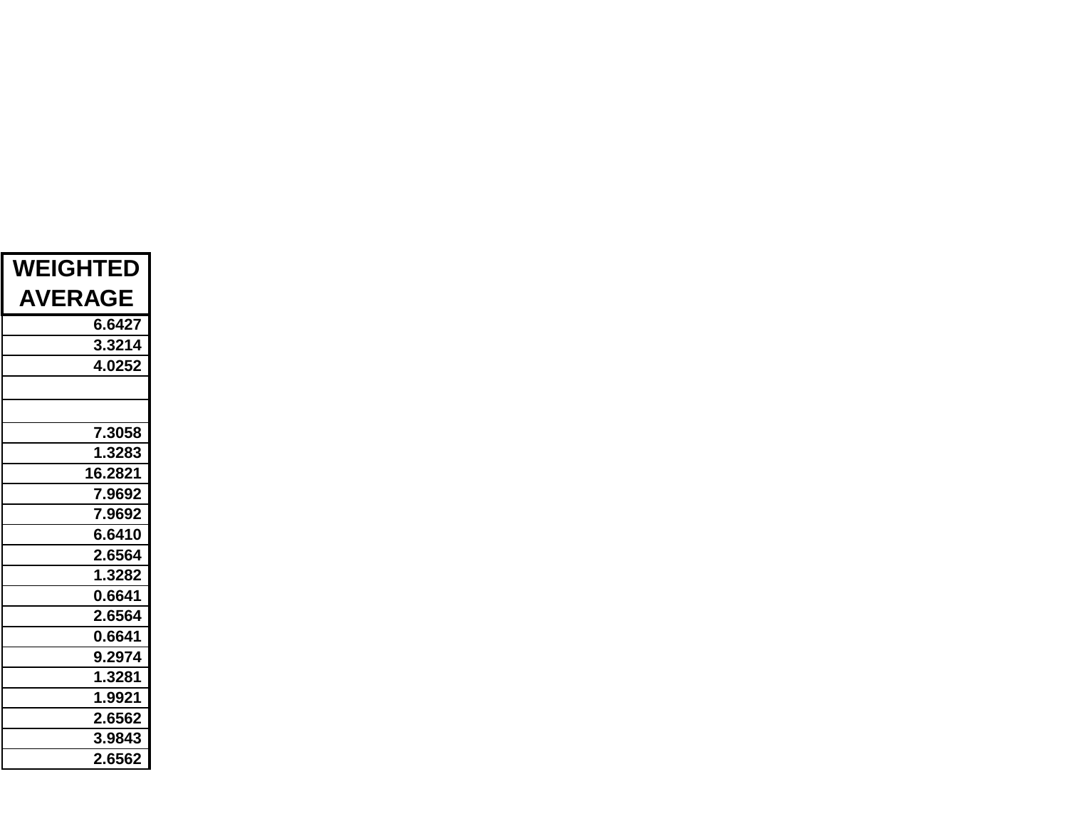| WEIGHTED AVERAGE |
| ---: |
| 6.6427 |
| 3.3214 |
| 4.0252 |
| |
| |
| 7.3058 |
| 1.3283 |
| 16.2821 |
| 7.9692 |
| 7.9692 |
| 6.6410 |
| 2.6564 |
| 1.3282 |
| 0.6641 |
| 2.6564 |
| 0.6641 |
| 9.2974 |
| 1.3281 |
| 1.9921 |
| 2.6562 |
| 3.9843 |
| 2.6562 |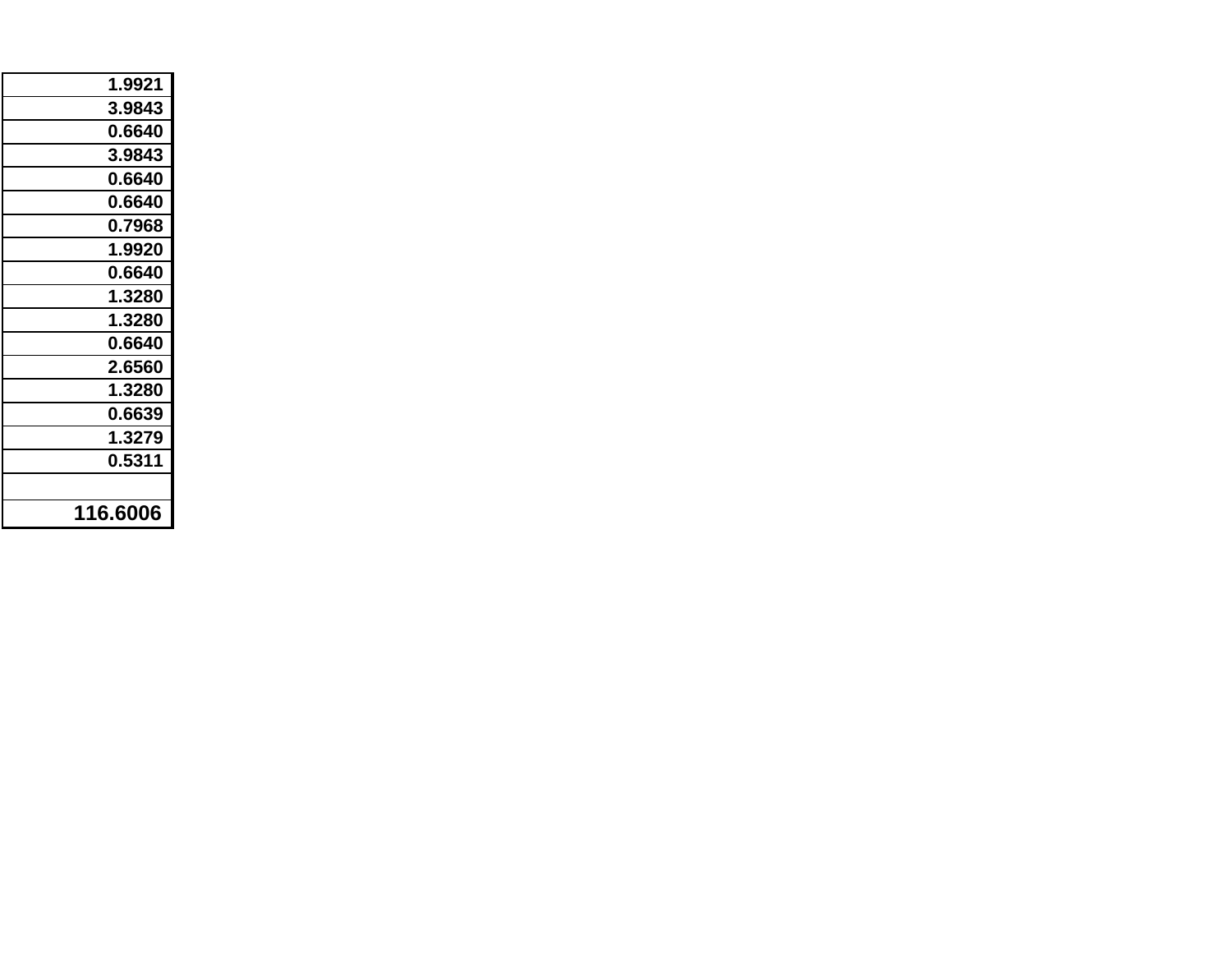| |
|---|
| 1.9921 |
| 3.9843 |
| 0.6640 |
| 3.9843 |
| 0.6640 |
| 0.6640 |
| 0.7968 |
| 1.9920 |
| 0.6640 |
| 1.3280 |
| 1.3280 |
| 0.6640 |
| 2.6560 |
| 1.3280 |
| 0.6639 |
| 1.3279 |
| 0.5311 |
| |
| **116.6006** |